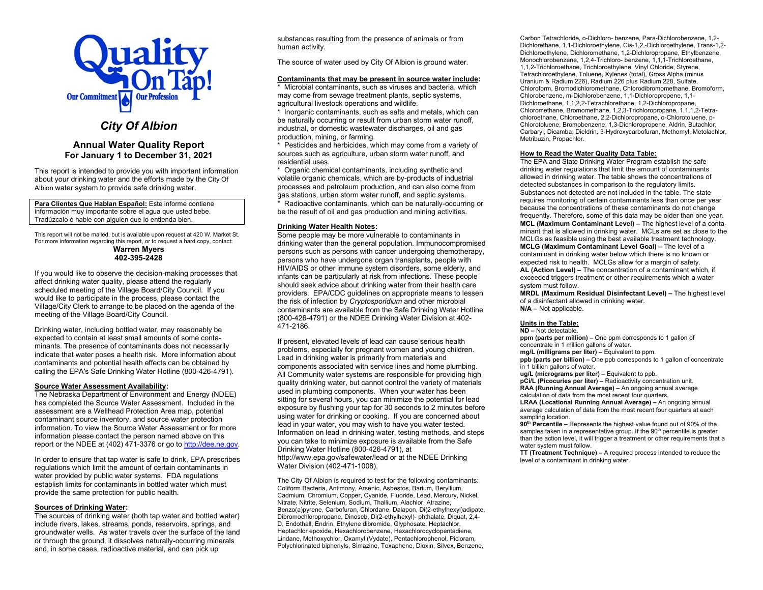Quality On Tap!

Our Commitment | Our Profession

# *City Of Albion*

## Annual Water Quality Report
### For January 1 to December 31, 2021

This report is intended to provide you with important information about your drinking water and the efforts made by the City Of Albion water system to provide safe drinking water.

**Para Clientes Que Hablan Español:** Este informe contiene información muy importante sobre el agua que usted bebe. Tradúzcalo ó hable con alguien que lo entienda bien.

This report will not be mailed, but is available upon request at 420 W. Market St. For more information regarding this report, or to request a hard copy, contact:

**Warren Myers**
**402-395-2428**

If you would like to observe the decision-making processes that affect drinking water quality, please attend the regularly scheduled meeting of the Village Board/City Council. If you would like to participate in the process, please contact the Village/City Clerk to arrange to be placed on the agenda of the meeting of the Village Board/City Council.

Drinking water, including bottled water, may reasonably be expected to contain at least small amounts of some contaminants. The presence of contaminants does not necessarily indicate that water poses a health risk. More information about contaminants and potential health effects can be obtained by calling the EPA's Safe Drinking Water Hotline (800-426-4791).

**Source Water Assessment Availability:**

The Nebraska Department of Environment and Energy (NDEE) has completed the Source Water Assessment. Included in the assessment are a Wellhead Protection Area map, potential contaminant source inventory, and source water protection information. To view the Source Water Assessment or for more information please contact the person named above on this report or the NDEE at (402) 471-3376 or go to http://dee.ne.gov.

In order to ensure that tap water is safe to drink, EPA prescribes regulations which limit the amount of certain contaminants in water provided by public water systems. FDA regulations establish limits for contaminants in bottled water which must provide the same protection for public health.

**Sources of Drinking Water:**

The sources of drinking water (both tap water and bottled water) include rivers, lakes, streams, ponds, reservoirs, springs, and groundwater wells. As water travels over the surface of the land or through the ground, it dissolves naturally-occurring minerals and, in some cases, radioactive material, and can pick up substances resulting from the presence of animals or from human activity.

The source of water used by City Of Albion is ground water.

**Contaminants that may be present in source water include:**

* Microbial contaminants, such as viruses and bacteria, which may come from sewage treatment plants, septic systems, agricultural livestock operations and wildlife.
* Inorganic contaminants, such as salts and metals, which can be naturally occurring or result from urban storm water runoff, industrial, or domestic wastewater discharges, oil and gas production, mining, or farming.
* Pesticides and herbicides, which may come from a variety of sources such as agriculture, urban storm water runoff, and residential uses.
* Organic chemical contaminants, including synthetic and volatile organic chemicals, which are by-products of industrial processes and petroleum production, and can also come from gas stations, urban storm water runoff, and septic systems.
* Radioactive contaminants, which can be naturally-occurring or be the result of oil and gas production and mining activities.

**Drinking Water Health Notes:**

Some people may be more vulnerable to contaminants in drinking water than the general population. Immunocompromised persons such as persons with cancer undergoing chemotherapy, persons who have undergone organ transplants, people with HIV/AIDS or other immune system disorders, some elderly, and infants can be particularly at risk from infections. These people should seek advice about drinking water from their health care providers. EPA/CDC guidelines on appropriate means to lessen the risk of infection by *Cryptosporidium* and other microbial contaminants are available from the Safe Drinking Water Hotline (800-426-4791) or the NDEE Drinking Water Division at 402-471-2186.

If present, elevated levels of lead can cause serious health problems, especially for pregnant women and young children. Lead in drinking water is primarily from materials and components associated with service lines and home plumbing. All Community water systems are responsible for providing high quality drinking water, but cannot control the variety of materials used in plumbing components. When your water has been sitting for several hours, you can minimize the potential for lead exposure by flushing your tap for 30 seconds to 2 minutes before using water for drinking or cooking. If you are concerned about lead in your water, you may wish to have you water tested. Information on lead in drinking water, testing methods, and steps you can take to minimize exposure is available from the Safe Drinking Water Hotline (800-426-4791), at http://www.epa.gov/safewater/lead or at the NDEE Drinking Water Division (402-471-1008).

The City Of Albion is required to test for the following contaminants: Coliform Bacteria, Antimony, Arsenic, Asbestos, Barium, Beryllium, Cadmium, Chromium, Copper, Cyanide, Fluoride, Lead, Mercury, Nickel, Nitrate, Nitrite, Selenium, Sodium, Thallium, Alachlor, Atrazine, Benzo(a)pyrene, Carbofuran, Chlordane, Dalapon, Di(2-ethylhexyl)adipate, Dibromochloropropane, Dinoseb, Di(2-ethylhexyl)- phthalate, Diquat, 2,4-D, Endothall, Endrin, Ethylene dibromide, Glyphosate, Heptachlor, Heptachlor epoxide, Hexachlorobenzene, Hexachlorocyclopentadiene, Lindane, Methoxychlor, Oxamyl (Vydate), Pentachlorophenol, Picloram, Polychlorinated biphenyls, Simazine, Toxaphene, Dioxin, Silvex, Benzene, Carbon Tetrachloride, o-Dichloro- benzene, Para-Dichlorobenzene, 1,2-Dichlorethane, 1,1-Dichloroethylene, Cis-1,2,-Dichloroethylene, Trans-1,2-Dichloroethylene, Dichloromethane, 1,2-Dichloropropane, Ethylbenzene, Monochlorobenzene, 1,2,4-Trichloro- benzene, 1,1,1-Trichloroethane, 1,1,2-Trichloroethane, Trichloroethylene, Vinyl Chloride, Styrene, Tetrachloroethylene, Toluene, Xylenes (total), Gross Alpha (minus Uranium & Radium 226), Radium 226 plus Radium 228, Sulfate, Chloroform, Bromodichloromethane, Chlorodibromomethane, Bromoform, Chlorobenzene, m-Dichlorobenzene, 1,1-Dichloropropene, 1,1-Dichloroethane, 1,1,2,2-Tetrachlorethane, 1,2-Dichloropropane, Chloromethane, Bromomethane, 1,2,3-Trichloropropane, 1,1,1,2-Tetrachloroethane, Chloroethane, 2,2-Dichloropropane, o-Chlorotoluene, p-Chlorotoluene, Bromobenzene, 1,3-Dichloropropene, Aldrin, Butachlor, Carbaryl, Dicamba, Dieldrin, 3-Hydroxycarbofuran, Methomyl, Metolachlor, Metribuzin, Propachlor.

**How to Read the Water Quality Data Table:**

The EPA and State Drinking Water Program establish the safe drinking water regulations that limit the amount of contaminants allowed in drinking water. The table shows the concentrations of detected substances in comparison to the regulatory limits. Substances not detected are not included in the table. The state requires monitoring of certain contaminants less than once per year because the concentrations of these contaminants do not change frequently. Therefore, some of this data may be older than one year.

**MCL (Maximum Contaminant Level) –** The highest level of a contaminant that is allowed in drinking water. MCLs are set as close to the MCLGs as feasible using the best available treatment technology.

**MCLG (Maximum Contaminant Level Goal) –** The level of a contaminant in drinking water below which there is no known or expected risk to health. MCLGs allow for a margin of safety.

**AL (Action Level) –** The concentration of a contaminant which, if exceeded triggers treatment or other requirements which a water system must follow.

**MRDL (Maximum Residual Disinfectant Level) –** The highest level of a disinfectant allowed in drinking water.

**N/A –** Not applicable.

**Units in the Table:**

**ND –** Not detectable.

**ppm (parts per million) –** One ppm corresponds to 1 gallon of concentrate in 1 million gallons of water.

**mg/L (milligrams per liter) –** Equivalent to ppm.

**ppb (parts per billion) –** One ppb corresponds to 1 gallon of concentrate in 1 billion gallons of water.

**ug/L (micrograms per liter) –** Equivalent to ppb.

**pCi/L (Picocuries per liter) –** Radioactivity concentration unit.

**RAA (Running Annual Average) –** An ongoing annual average calculation of data from the most recent four quarters.

**LRAA (Locational Running Annual Average) –** An ongoing annual average calculation of data from the most recent four quarters at each sampling location.

**90th Percentile –** Represents the highest value found out of 90% of the samples taken in a representative group. If the 90th percentile is greater than the action level, it will trigger a treatment or other requirements that a water system must follow.

**TT (Treatment Technique) –** A required process intended to reduce the level of a contaminant in drinking water.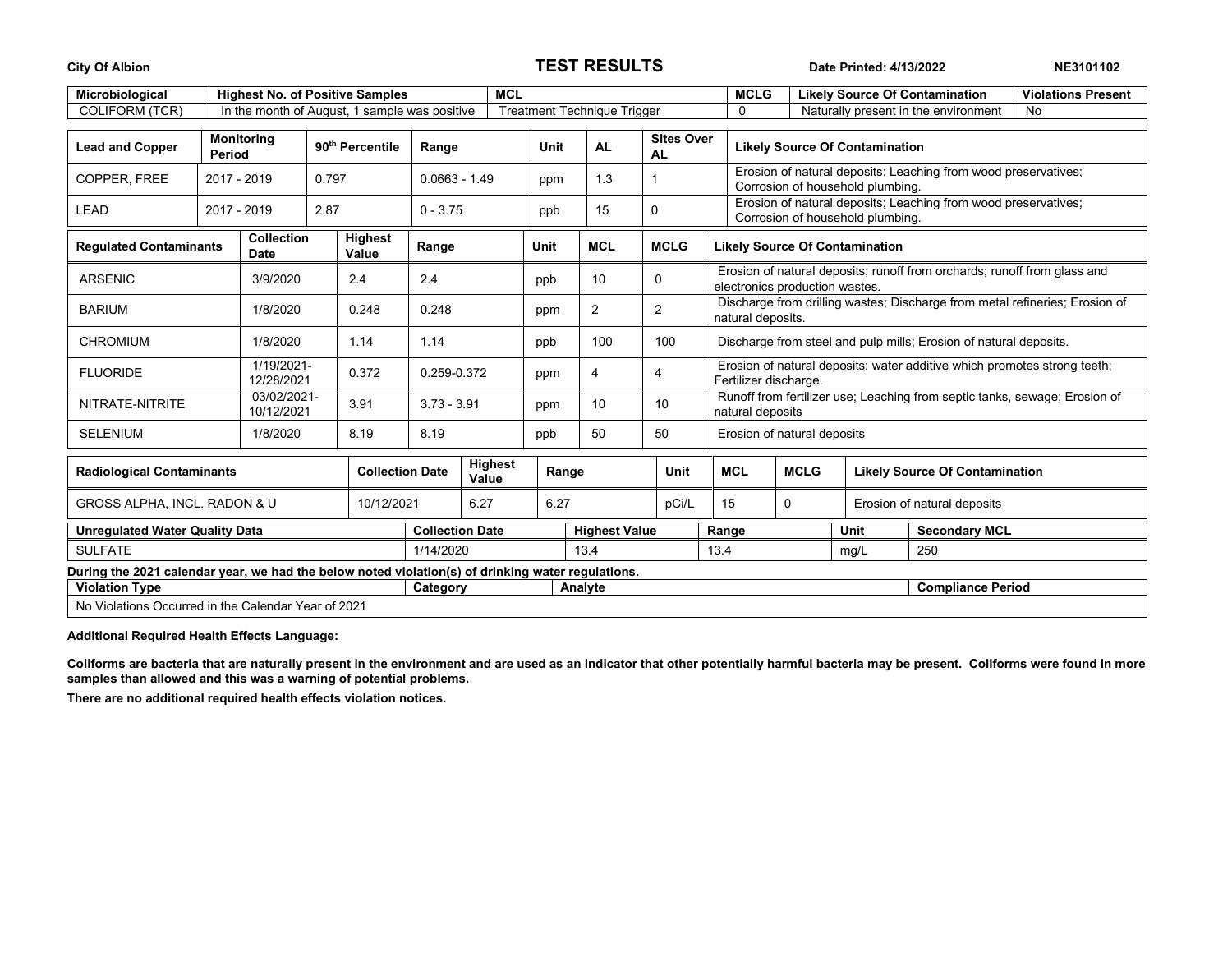**City Of Albion** **TEST RESULTS** **Date Printed: 4/13/2022** **NE3101102**

| Microbiological | Highest No. of Positive Samples | MCL | MCLG | Likely Source Of Contamination | Violations Present |
|---|---|---|---|---|---|
| COLIFORM (TCR) | In the month of August, 1 sample was positive | Treatment Technique Trigger | 0 | Naturally present in the environment | No |

| Lead and Copper | Monitoring Period | 90th Percentile | Range | Unit | AL | Sites Over AL | Likely Source Of Contamination |
|---|---|---|---|---|---|---|---|
| COPPER, FREE | 2017 - 2019 | 0.797 | 0.0663 - 1.49 | ppm | 1.3 | 1 | Erosion of natural deposits; Leaching from wood preservatives; Corrosion of household plumbing. |
| LEAD | 2017 - 2019 | 2.87 | 0 - 3.75 | ppb | 15 | 0 | Erosion of natural deposits; Leaching from wood preservatives; Corrosion of household plumbing. |

| Regulated Contaminants | Collection Date | Highest Value | Range | Unit | MCL | MCLG | Likely Source Of Contamination |
|---|---|---|---|---|---|---|---|
| ARSENIC | 3/9/2020 | 2.4 | 2.4 | ppb | 10 | 0 | Erosion of natural deposits; runoff from orchards; runoff from glass and electronics production wastes. |
| BARIUM | 1/8/2020 | 0.248 | 0.248 | ppm | 2 | 2 | Discharge from drilling wastes; Discharge from metal refineries; Erosion of natural deposits. |
| CHROMIUM | 1/8/2020 | 1.14 | 1.14 | ppb | 100 | 100 | Discharge from steel and pulp mills; Erosion of natural deposits. |
| FLUORIDE | 1/19/2021-12/28/2021 | 0.372 | 0.259-0.372 | ppm | 4 | 4 | Erosion of natural deposits; water additive which promotes strong teeth; Fertilizer discharge. |
| NITRATE-NITRITE | 03/02/2021-10/12/2021 | 3.91 | 3.73 - 3.91 | ppm | 10 | 10 | Runoff from fertilizer use; Leaching from septic tanks, sewage; Erosion of natural deposits |
| SELENIUM | 1/8/2020 | 8.19 | 8.19 | ppb | 50 | 50 | Erosion of natural deposits |

| Radiological Contaminants | Collection Date | Highest Value | Range | Unit | MCL | MCLG | Likely Source Of Contamination |
|---|---|---|---|---|---|---|---|
| GROSS ALPHA, INCL. RADON & U | 10/12/2021 | 6.27 | 6.27 | pCi/L | 15 | 0 | Erosion of natural deposits |

| Unregulated Water Quality Data | Collection Date | Highest Value | Range | Unit | Secondary MCL |
|---|---|---|---|---|---|
| SULFATE | 1/14/2020 | 13.4 | 13.4 | mg/L | 250 |

**During the 2021 calendar year, we had the below noted violation(s) of drinking water regulations.**

| Violation Type | Category | Analyte | Compliance Period |
|---|---|---|---|
| No Violations Occurred in the Calendar Year of 2021 | | | |

**Additional Required Health Effects Language:**

**Coliforms are bacteria that are naturally present in the environment and are used as an indicator that other potentially harmful bacteria may be present. Coliforms were found in more samples than allowed and this was a warning of potential problems.**

**There are no additional required health effects violation notices.**